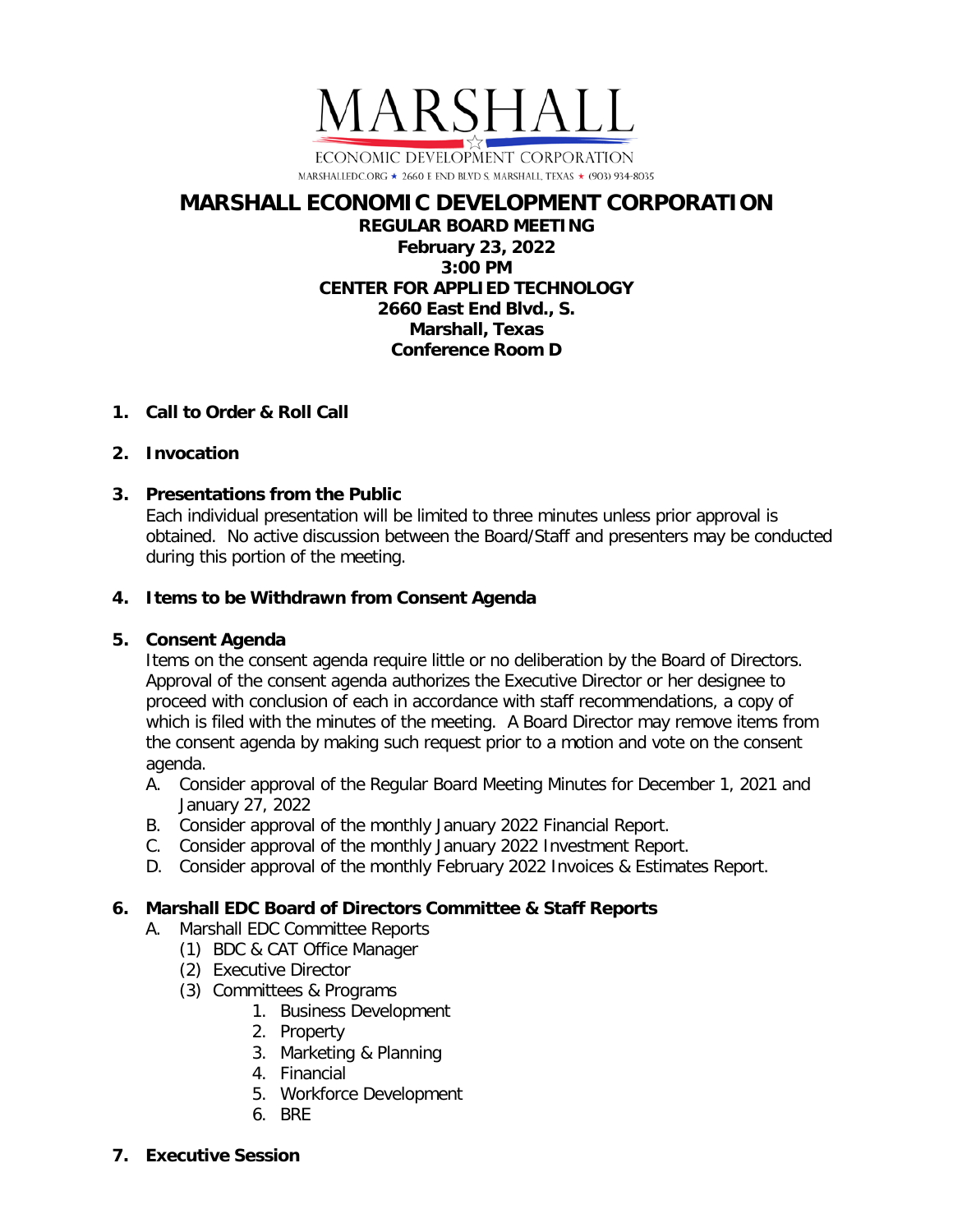MARSHALL

ECONOMIC DEVELOPMENT CORPORATION

MARSHALLEDC.ORG ★ 2660 E END BLVD S. MARSHALL, TEXAS ★ (903) 934-8035

# MARSHALL ECONOMIC DEVELOPMENT CORPORATION

**REGULAR BOARD MEETING**
**February 23, 2022**
**3:00 PM**
**CENTER FOR APPLIED TECHNOLOGY**
**2660 East End Blvd., S.**
**Marshall, Texas**
**Conference Room D**

1. **Call to Order & Roll Call**

2. **Invocation**

3. **Presentations from the Public**
   Each individual presentation will be limited to three minutes unless prior approval is obtained. No active discussion between the Board/Staff and presenters may be conducted during this portion of the meeting.

4. **Items to be Withdrawn from Consent Agenda**

5. **Consent Agenda**
   Items on the consent agenda require little or no deliberation by the Board of Directors. Approval of the consent agenda authorizes the Executive Director or her designee to proceed with conclusion of each in accordance with staff recommendations, a copy of which is filed with the minutes of the meeting. A Board Director may remove items from the consent agenda by making such request prior to a motion and vote on the consent agenda.
   A. Consider approval of the Regular Board Meeting Minutes for December 1, 2021 and January 27, 2022
   B. Consider approval of the monthly January 2022 Financial Report.
   C. Consider approval of the monthly January 2022 Investment Report.
   D. Consider approval of the monthly February 2022 Invoices & Estimates Report.

6. **Marshall EDC Board of Directors Committee & Staff Reports**
   A. Marshall EDC Committee Reports
      (1) BDC & CAT Office Manager
      (2) Executive Director
      (3) Committees & Programs
         1. Business Development
         2. Property
         3. Marketing & Planning
         4. Financial
         5. Workforce Development
         6. BRE

7. **Executive Session**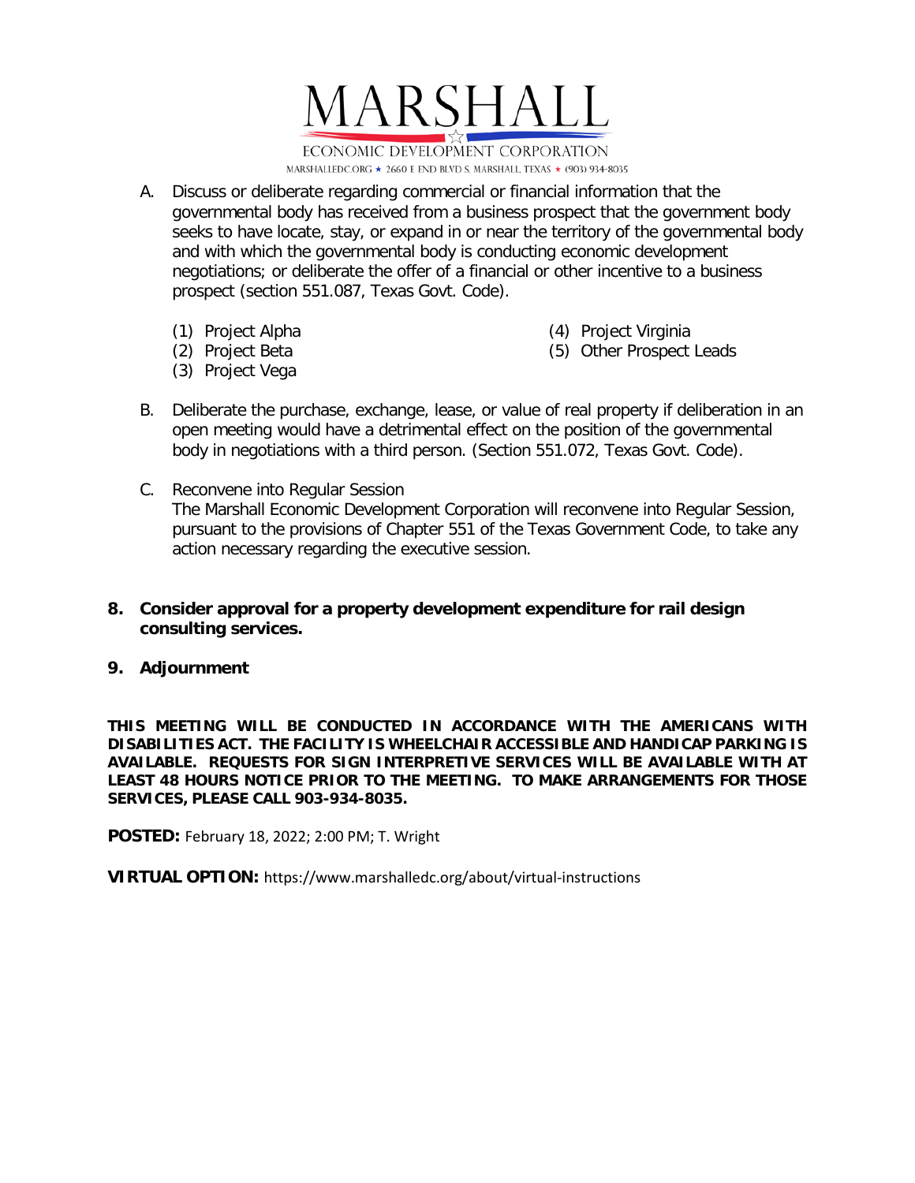# MARSHALL

ECONOMIC DEVELOPMENT CORPORATION

MARSHALLEDC.ORG ★ 2660 E END BLVD S, MARSHALL, TEXAS ★ (903) 934-8035

A. Discuss or deliberate regarding commercial or financial information that the governmental body has received from a business prospect that the government body seeks to have locate, stay, or expand in or near the territory of the governmental body and with which the governmental body is conducting economic development negotiations; or deliberate the offer of a financial or other incentive to a business prospect (section 551.087, Texas Govt. Code).

   (1) Project Alpha
   (2) Project Beta
   (3) Project Vega
   (4) Project Virginia
   (5) Other Prospect Leads

B. Deliberate the purchase, exchange, lease, or value of real property if deliberation in an open meeting would have a detrimental effect on the position of the governmental body in negotiations with a third person. (Section 551.072, Texas Govt. Code).

C. Reconvene into Regular Session
   The Marshall Economic Development Corporation will reconvene into Regular Session, pursuant to the provisions of Chapter 551 of the Texas Government Code, to take any action necessary regarding the executive session.

**8. Consider approval for a property development expenditure for rail design consulting services.**

**9. Adjournment**

**THIS MEETING WILL BE CONDUCTED IN ACCORDANCE WITH THE AMERICANS WITH DISABILITIES ACT. THE FACILITY IS WHEELCHAIR ACCESSIBLE AND HANDICAP PARKING IS AVAILABLE. REQUESTS FOR SIGN INTERPRETIVE SERVICES WILL BE AVAILABLE WITH AT LEAST 48 HOURS NOTICE PRIOR TO THE MEETING. TO MAKE ARRANGEMENTS FOR THOSE SERVICES, PLEASE CALL 903-934-8035.**

**POSTED:** February 18, 2022; 2:00 PM; T. Wright

**VIRTUAL OPTION:** https://www.marshalledc.org/about/virtual-instructions